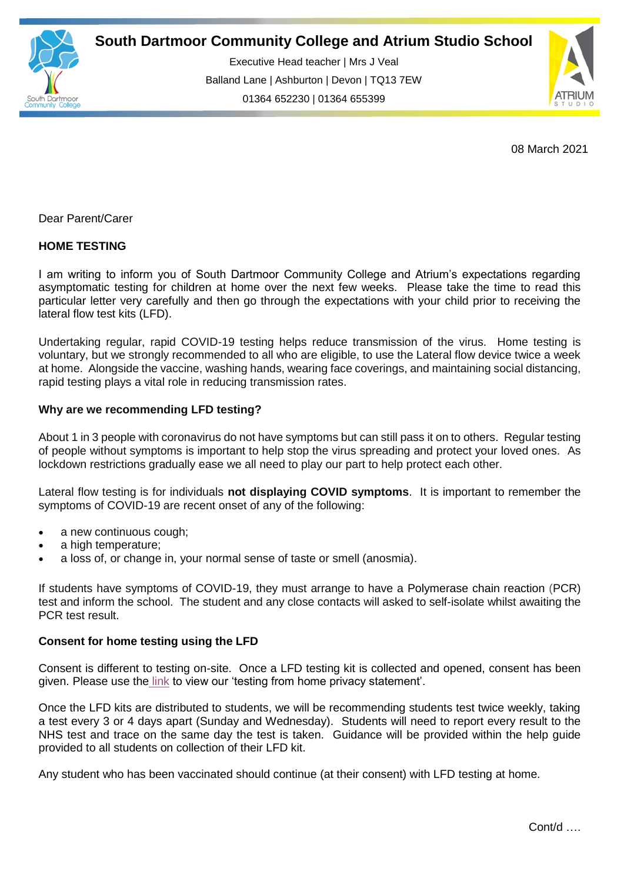# South Dartmoor Community College and Atrium Studio School

Executive Head teacher | Mrs J Veal
Balland Lane | Ashburton | Devon | TQ13 7EW
01364 652230 | 01364 655399

08 March 2021

Dear Parent/Carer

**HOME TESTING**

I am writing to inform you of South Dartmoor Community College and Atrium's expectations regarding asymptomatic testing for children at home over the next few weeks. Please take the time to read this particular letter very carefully and then go through the expectations with your child prior to receiving the lateral flow test kits (LFD).

Undertaking regular, rapid COVID-19 testing helps reduce transmission of the virus. Home testing is voluntary, but we strongly recommended to all who are eligible, to use the Lateral flow device twice a week at home. Alongside the vaccine, washing hands, wearing face coverings, and maintaining social distancing, rapid testing plays a vital role in reducing transmission rates.

**Why are we recommending LFD testing?**

About 1 in 3 people with coronavirus do not have symptoms but can still pass it on to others. Regular testing of people without symptoms is important to help stop the virus spreading and protect your loved ones. As lockdown restrictions gradually ease we all need to play our part to help protect each other.

Lateral flow testing is for individuals **not displaying COVID symptoms**. It is important to remember the symptoms of COVID-19 are recent onset of any of the following:

- a new continuous cough;
- a high temperature;
- a loss of, or change in, your normal sense of taste or smell (anosmia).

If students have symptoms of COVID-19, they must arrange to have a Polymerase chain reaction (PCR) test and inform the school. The student and any close contacts will asked to self-isolate whilst awaiting the PCR test result.

**Consent for home testing using the LFD**

Consent is different to testing on-site. Once a LFD testing kit is collected and opened, consent has been given. Please use the link to view our 'testing from home privacy statement'.

Once the LFD kits are distributed to students, we will be recommending students test twice weekly, taking a test every 3 or 4 days apart (Sunday and Wednesday). Students will need to report every result to the NHS test and trace on the same day the test is taken. Guidance will be provided within the help guide provided to all students on collection of their LFD kit.

Any student who has been vaccinated should continue (at their consent) with LFD testing at home.

Cont/d ….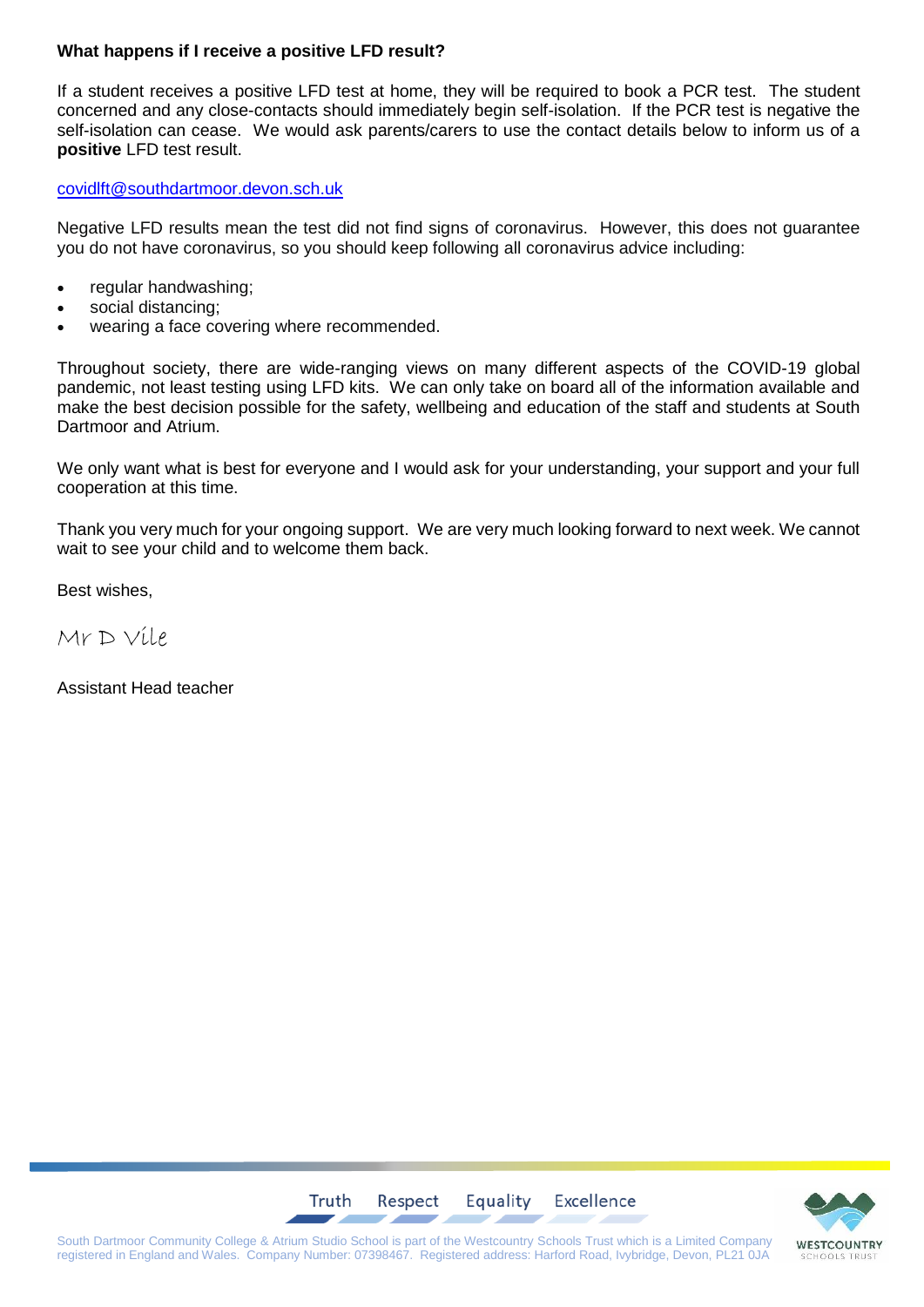**What happens if I receive a positive LFD result?**

If a student receives a positive LFD test at home, they will be required to book a PCR test. The student concerned and any close-contacts should immediately begin self-isolation. If the PCR test is negative the self-isolation can cease. We would ask parents/carers to use the contact details below to inform us of a **positive** LFD test result.

covidlft@southdartmoor.devon.sch.uk

Negative LFD results mean the test did not find signs of coronavirus. However, this does not guarantee you do not have coronavirus, so you should keep following all coronavirus advice including:

- regular handwashing;
- social distancing;
- wearing a face covering where recommended.

Throughout society, there are wide-ranging views on many different aspects of the COVID-19 global pandemic, not least testing using LFD kits. We can only take on board all of the information available and make the best decision possible for the safety, wellbeing and education of the staff and students at South Dartmoor and Atrium.

We only want what is best for everyone and I would ask for your understanding, your support and your full cooperation at this time.

Thank you very much for your ongoing support. We are very much looking forward to next week. We cannot wait to see your child and to welcome them back.

Best wishes,

Mr D Vile

Assistant Head teacher

Truth Respect Equality Excellence

South Dartmoor Community College & Atrium Studio School is part of the Westcountry Schools Trust which is a Limited Company registered in England and Wales. Company Number: 07398467. Registered address: Harford Road, Ivybridge, Devon, PL21 0JA

WESTCOUNTRY SCHOOLS TRUST